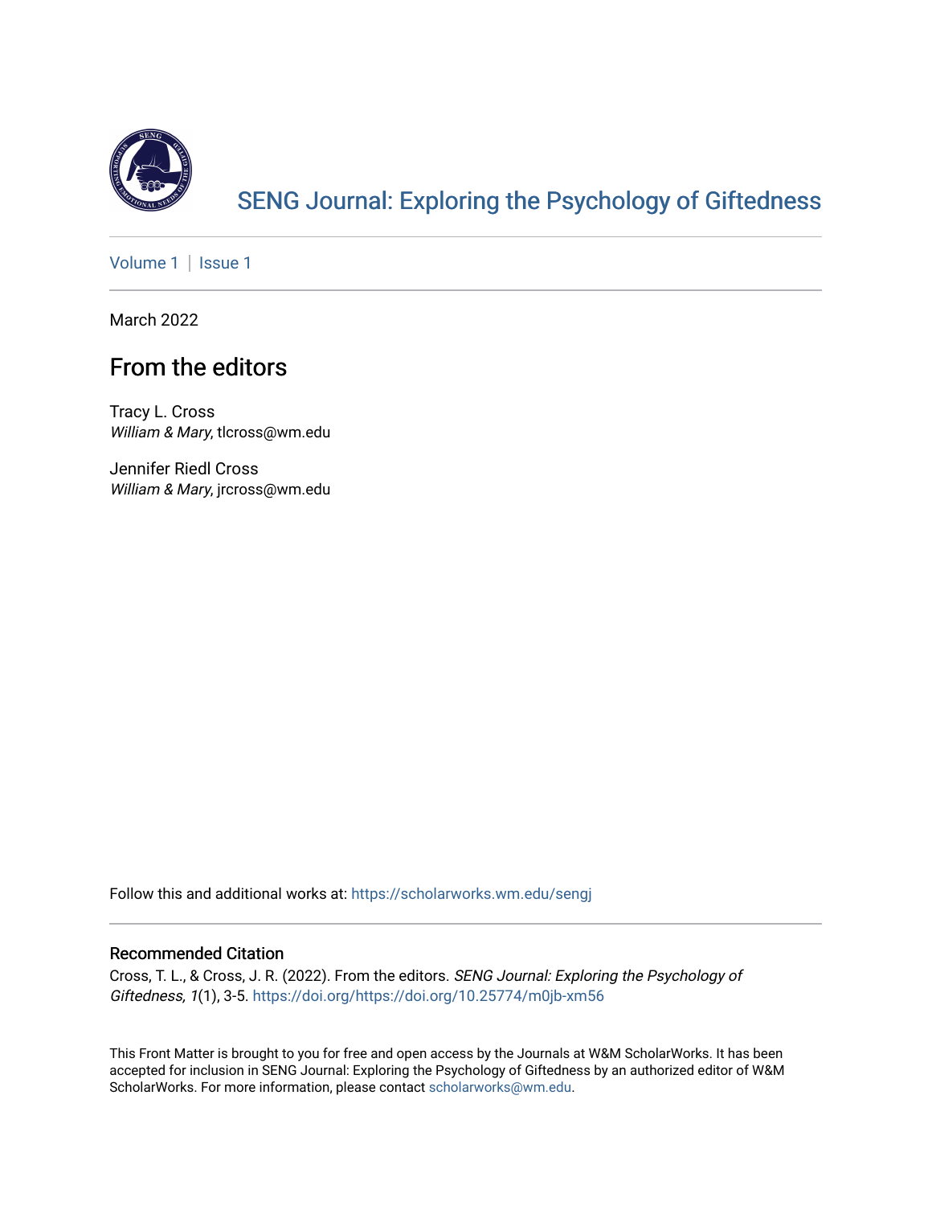SENG Journal: Exploring the Psychology of Giftedness

Volume 1 | Issue 1

March 2022

# From the editors

Tracy L. Cross
*William & Mary*, tlcross@wm.edu

Jennifer Riedl Cross
*William & Mary*, jrcross@wm.edu

Follow this and additional works at: https://scholarworks.wm.edu/sengj

## Recommended Citation

Cross, T. L., & Cross, J. R. (2022). From the editors. *SENG Journal: Exploring the Psychology of Giftedness, 1*(1), 3-5. https://doi.org/https://doi.org/10.25774/m0jb-xm56

This Front Matter is brought to you for free and open access by the Journals at W&M ScholarWorks. It has been accepted for inclusion in SENG Journal: Exploring the Psychology of Giftedness by an authorized editor of W&M ScholarWorks. For more information, please contact scholarworks@wm.edu.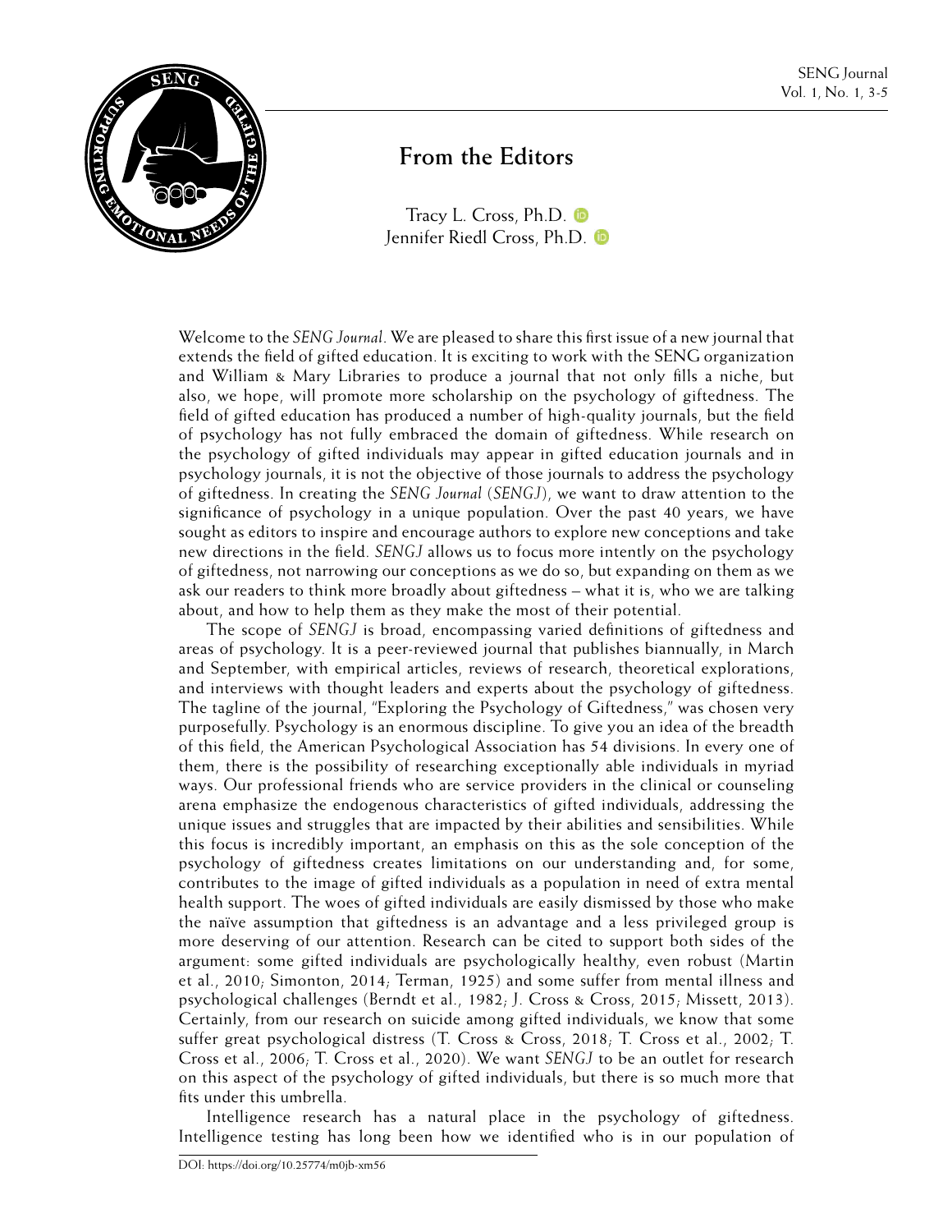# From the Editors

Tracy L. Cross, Ph.D.
Jennifer Riedl Cross, Ph.D.

Welcome to the *SENG Journal*. We are pleased to share this first issue of a new journal that extends the field of gifted education. It is exciting to work with the SENG organization and William & Mary Libraries to produce a journal that not only fills a niche, but also, we hope, will promote more scholarship on the psychology of giftedness. The field of gifted education has produced a number of high-quality journals, but the field of psychology has not fully embraced the domain of giftedness. While research on the psychology of gifted individuals may appear in gifted education journals and in psychology journals, it is not the objective of those journals to address the psychology of giftedness. In creating the *SENG Journal* (*SENGJ*), we want to draw attention to the significance of psychology in a unique population. Over the past 40 years, we have sought as editors to inspire and encourage authors to explore new conceptions and take new directions in the field. *SENGJ* allows us to focus more intently on the psychology of giftedness, not narrowing our conceptions as we do so, but expanding on them as we ask our readers to think more broadly about giftedness – what it is, who we are talking about, and how to help them as they make the most of their potential.

The scope of *SENGJ* is broad, encompassing varied definitions of giftedness and areas of psychology. It is a peer-reviewed journal that publishes biannually, in March and September, with empirical articles, reviews of research, theoretical explorations, and interviews with thought leaders and experts about the psychology of giftedness. The tagline of the journal, "Exploring the Psychology of Giftedness," was chosen very purposefully. Psychology is an enormous discipline. To give you an idea of the breadth of this field, the American Psychological Association has 54 divisions. In every one of them, there is the possibility of researching exceptionally able individuals in myriad ways. Our professional friends who are service providers in the clinical or counseling arena emphasize the endogenous characteristics of gifted individuals, addressing the unique issues and struggles that are impacted by their abilities and sensibilities. While this focus is incredibly important, an emphasis on this as the sole conception of the psychology of giftedness creates limitations on our understanding and, for some, contributes to the image of gifted individuals as a population in need of extra mental health support. The woes of gifted individuals are easily dismissed by those who make the naïve assumption that giftedness is an advantage and a less privileged group is more deserving of our attention. Research can be cited to support both sides of the argument: some gifted individuals are psychologically healthy, even robust (Martin et al., 2010; Simonton, 2014; Terman, 1925) and some suffer from mental illness and psychological challenges (Berndt et al., 1982; J. Cross & Cross, 2015; Missett, 2013). Certainly, from our research on suicide among gifted individuals, we know that some suffer great psychological distress (T. Cross & Cross, 2018; T. Cross et al., 2002; T. Cross et al., 2006; T. Cross et al., 2020). We want *SENGJ* to be an outlet for research on this aspect of the psychology of gifted individuals, but there is so much more that fits under this umbrella.

Intelligence research has a natural place in the psychology of giftedness. Intelligence testing has long been how we identified who is in our population of

DOI: https://doi.org/10.25774/m0jb-xm56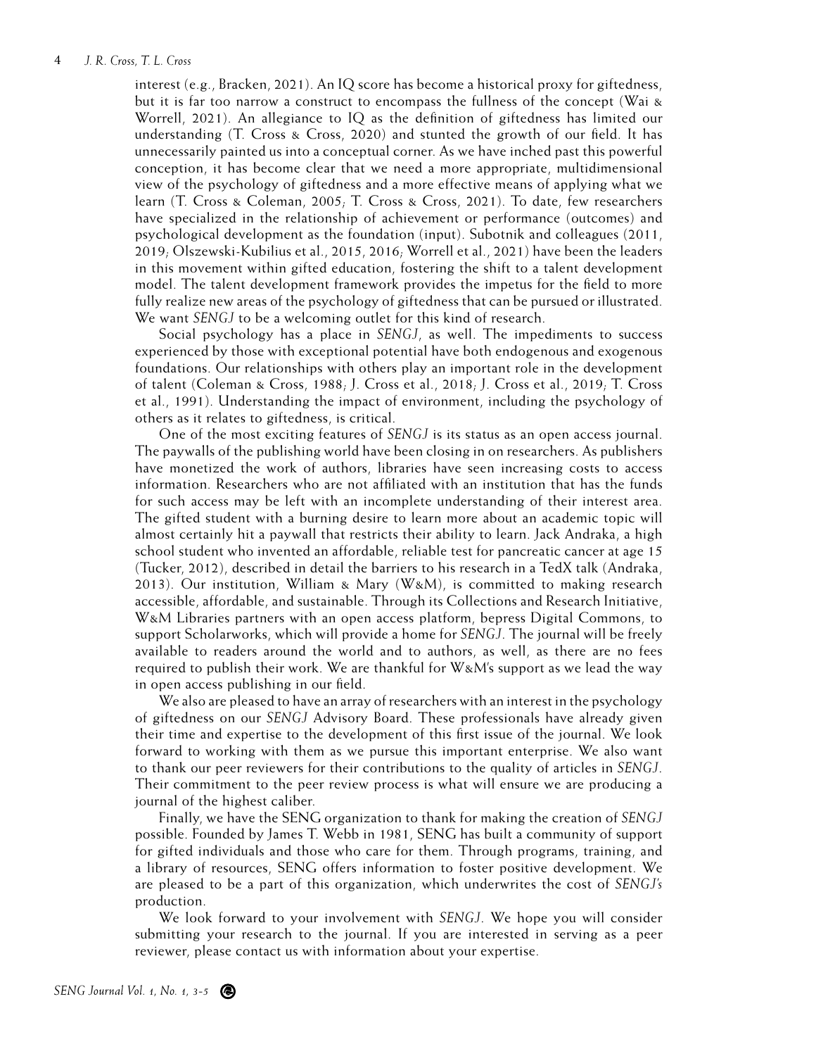interest (e.g., Bracken, 2021). An IQ score has become a historical proxy for giftedness, but it is far too narrow a construct to encompass the fullness of the concept (Wai & Worrell, 2021). An allegiance to IQ as the definition of giftedness has limited our understanding (T. Cross & Cross, 2020) and stunted the growth of our field. It has unnecessarily painted us into a conceptual corner. As we have inched past this powerful conception, it has become clear that we need a more appropriate, multidimensional view of the psychology of giftedness and a more effective means of applying what we learn (T. Cross & Coleman, 2005; T. Cross & Cross, 2021). To date, few researchers have specialized in the relationship of achievement or performance (outcomes) and psychological development as the foundation (input). Subotnik and colleagues (2011, 2019; Olszewski-Kubilius et al., 2015, 2016; Worrell et al., 2021) have been the leaders in this movement within gifted education, fostering the shift to a talent development model. The talent development framework provides the impetus for the field to more fully realize new areas of the psychology of giftedness that can be pursued or illustrated. We want *SENGJ* to be a welcoming outlet for this kind of research.

Social psychology has a place in *SENGJ*, as well. The impediments to success experienced by those with exceptional potential have both endogenous and exogenous foundations. Our relationships with others play an important role in the development of talent (Coleman & Cross, 1988; J. Cross et al., 2018; J. Cross et al., 2019; T. Cross et al., 1991). Understanding the impact of environment, including the psychology of others as it relates to giftedness, is critical.

One of the most exciting features of *SENGJ* is its status as an open access journal. The paywalls of the publishing world have been closing in on researchers. As publishers have monetized the work of authors, libraries have seen increasing costs to access information. Researchers who are not affiliated with an institution that has the funds for such access may be left with an incomplete understanding of their interest area. The gifted student with a burning desire to learn more about an academic topic will almost certainly hit a paywall that restricts their ability to learn. Jack Andraka, a high school student who invented an affordable, reliable test for pancreatic cancer at age 15 (Tucker, 2012), described in detail the barriers to his research in a TedX talk (Andraka, 2013). Our institution, William & Mary (W&M), is committed to making research accessible, affordable, and sustainable. Through its Collections and Research Initiative, W&M Libraries partners with an open access platform, bepress Digital Commons, to support Scholarworks, which will provide a home for *SENGJ*. The journal will be freely available to readers around the world and to authors, as well, as there are no fees required to publish their work. We are thankful for W&M's support as we lead the way in open access publishing in our field.

We also are pleased to have an array of researchers with an interest in the psychology of giftedness on our *SENGJ* Advisory Board. These professionals have already given their time and expertise to the development of this first issue of the journal. We look forward to working with them as we pursue this important enterprise. We also want to thank our peer reviewers for their contributions to the quality of articles in *SENGJ*. Their commitment to the peer review process is what will ensure we are producing a journal of the highest caliber.

Finally, we have the SENG organization to thank for making the creation of *SENGJ* possible. Founded by James T. Webb in 1981, SENG has built a community of support for gifted individuals and those who care for them. Through programs, training, and a library of resources, SENG offers information to foster positive development. We are pleased to be a part of this organization, which underwrites the cost of *SENGJ's* production.

We look forward to your involvement with *SENGJ*. We hope you will consider submitting your research to the journal. If you are interested in serving as a peer reviewer, please contact us with information about your expertise.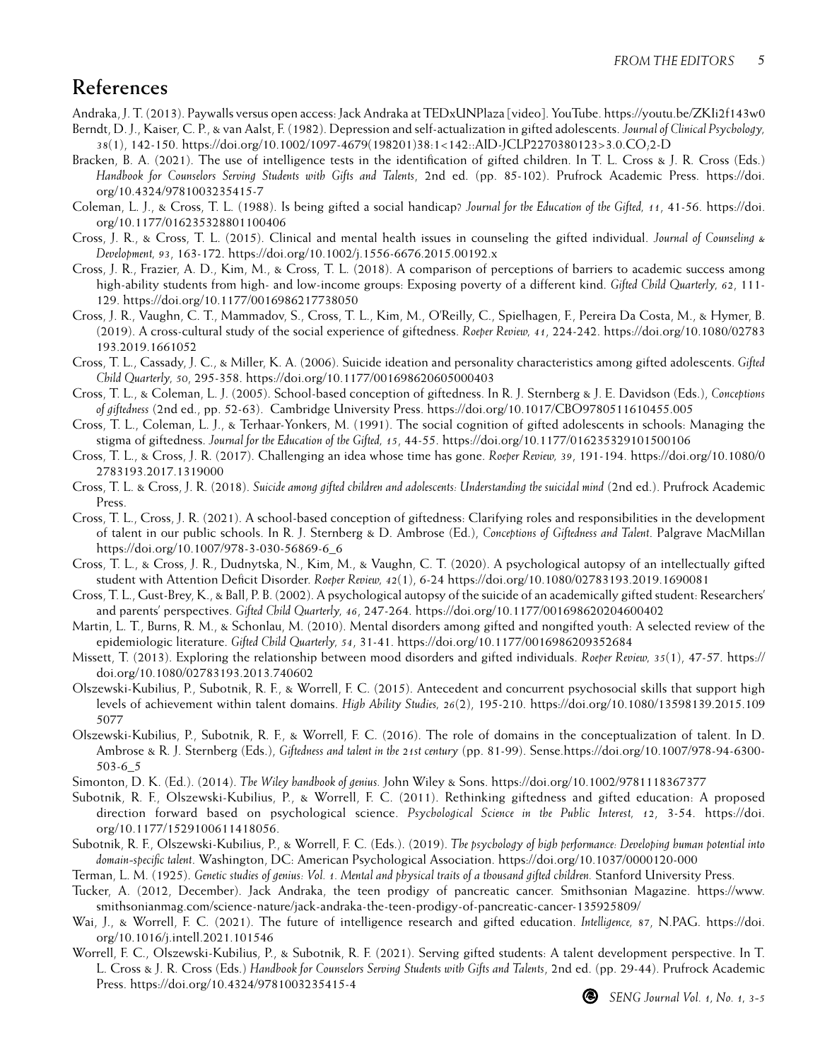## References

Andraka, J. T. (2013). Paywalls versus open access: Jack Andraka at TEDxUNPlaza [video]. YouTube. https://youtu.be/ZKIi2f143w0

Berndt, D. J., Kaiser, C. P., & van Aalst, F. (1982). Depression and self-actualization in gifted adolescents. *Journal of Clinical Psychology, 38*(1), 142-150. https://doi.org/10.1002/1097-4679(198201)38:1<142::AID-JCLP2270380123>3.0.CO;2-D

Bracken, B. A. (2021). The use of intelligence tests in the identification of gifted children. In T. L. Cross & J. R. Cross (Eds.) *Handbook for Counselors Serving Students with Gifts and Talents*, 2nd ed. (pp. 85-102). Prufrock Academic Press. https://doi.org/10.4324/9781003235415-7

Coleman, L. J., & Cross, T. L. (1988). Is being gifted a social handicap? *Journal for the Education of the Gifted, 11*, 41-56. https://doi.org/10.1177/016235328801100406

Cross, J. R., & Cross, T. L. (2015). Clinical and mental health issues in counseling the gifted individual. *Journal of Counseling & Development, 93*, 163-172. https://doi.org/10.1002/j.1556-6676.2015.00192.x

Cross, J. R., Frazier, A. D., Kim, M., & Cross, T. L. (2018). A comparison of perceptions of barriers to academic success among high-ability students from high- and low-income groups: Exposing poverty of a different kind. *Gifted Child Quarterly, 62*, 111-129. https://doi.org/10.1177/0016986217738050

Cross, J. R., Vaughn, C. T., Mammadov, S., Cross, T. L., Kim, M., O'Reilly, C., Spielhagen, F., Pereira Da Costa, M., & Hymer, B. (2019). A cross-cultural study of the social experience of giftedness. *Roeper Review, 41*, 224-242. https://doi.org/10.1080/02783193.2019.1661052

Cross, T. L., Cassady, J. C., & Miller, K. A. (2006). Suicide ideation and personality characteristics among gifted adolescents. *Gifted Child Quarterly, 50*, 295-358. https://doi.org/10.1177/001698620605000403

Cross, T. L., & Coleman, L. J. (2005). School-based conception of giftedness. In R. J. Sternberg & J. E. Davidson (Eds.), *Conceptions of giftedness* (2nd ed., pp. 52-63). Cambridge University Press. https://doi.org/10.1017/CBO9780511610455.005

Cross, T. L., Coleman, L. J., & Terhaar-Yonkers, M. (1991). The social cognition of gifted adolescents in schools: Managing the stigma of giftedness. *Journal for the Education of the Gifted, 15*, 44-55. https://doi.org/10.1177/016235329101500106

Cross, T. L., & Cross, J. R. (2017). Challenging an idea whose time has gone. *Roeper Review, 39*, 191-194. https://doi.org/10.1080/02783193.2017.1319000

Cross, T. L. & Cross, J. R. (2018). *Suicide among gifted children and adolescents: Understanding the suicidal mind* (2nd ed.). Prufrock Academic Press.

Cross, T. L., Cross, J. R. (2021). A school-based conception of giftedness: Clarifying roles and responsibilities in the development of talent in our public schools. In R. J. Sternberg & D. Ambrose (Ed.), *Conceptions of Giftedness and Talent*. Palgrave MacMillan https://doi.org/10.1007/978-3-030-56869-6_6

Cross, T. L., & Cross, J. R., Dudnytska, N., Kim, M., & Vaughn, C. T. (2020). A psychological autopsy of an intellectually gifted student with Attention Deficit Disorder. *Roeper Review, 42*(1), 6-24 https://doi.org/10.1080/02783193.2019.1690081

Cross, T. L., Gust-Brey, K., & Ball, P. B. (2002). A psychological autopsy of the suicide of an academically gifted student: Researchers' and parents' perspectives. *Gifted Child Quarterly, 46*, 247-264. https://doi.org/10.1177/001698620204600402

Martin, L. T., Burns, R. M., & Schonlau, M. (2010). Mental disorders among gifted and nongifted youth: A selected review of the epidemiologic literature. *Gifted Child Quarterly, 54*, 31-41. https://doi.org/10.1177/0016986209352684

Missett, T. (2013). Exploring the relationship between mood disorders and gifted individuals. *Roeper Review, 35*(1), 47-57. https://doi.org/10.1080/02783193.2013.740602

Olszewski-Kubilius, P., Subotnik, R. F., & Worrell, F. C. (2015). Antecedent and concurrent psychosocial skills that support high levels of achievement within talent domains. *High Ability Studies, 26*(2), 195-210. https://doi.org/10.1080/13598139.2015.1095077

Olszewski-Kubilius, P., Subotnik, R. F., & Worrell, F. C. (2016). The role of domains in the conceptualization of talent. In D. Ambrose & R. J. Sternberg (Eds.), *Giftedness and talent in the 21st century* (pp. 81-99). Sense.https://doi.org/10.1007/978-94-6300-503-6_5

Simonton, D. K. (Ed.). (2014). *The Wiley handbook of genius.* John Wiley & Sons. https://doi.org/10.1002/9781118367377

Subotnik, R. F., Olszewski-Kubilius, P., & Worrell, F. C. (2011). Rethinking giftedness and gifted education: A proposed direction forward based on psychological science. *Psychological Science in the Public Interest, 12*, 3-54. https://doi.org/10.1177/1529100611418056.

Subotnik, R. F., Olszewski-Kubilius, P., & Worrell, F. C. (Eds.). (2019). *The psychology of high performance: Developing human potential into domain-specific talent*. Washington, DC: American Psychological Association. https://doi.org/10.1037/0000120-000

Terman, L. M. (1925). *Genetic studies of genius: Vol. 1. Mental and physical traits of a thousand gifted children.* Stanford University Press.

Tucker, A. (2012, December). Jack Andraka, the teen prodigy of pancreatic cancer. Smithsonian Magazine. https://www.smithsonianmag.com/science-nature/jack-andraka-the-teen-prodigy-of-pancreatic-cancer-135925809/

Wai, J., & Worrell, F. C. (2021). The future of intelligence research and gifted education. *Intelligence, 87*, N.PAG. https://doi.org/10.1016/j.intell.2021.101546

Worrell, F. C., Olszewski-Kubilius, P., & Subotnik, R. F. (2021). Serving gifted students: A talent development perspective. In T. L. Cross & J. R. Cross (Eds.) *Handbook for Counselors Serving Students with Gifts and Talents*, 2nd ed. (pp. 29-44). Prufrock Academic Press. https://doi.org/10.4324/9781003235415-4